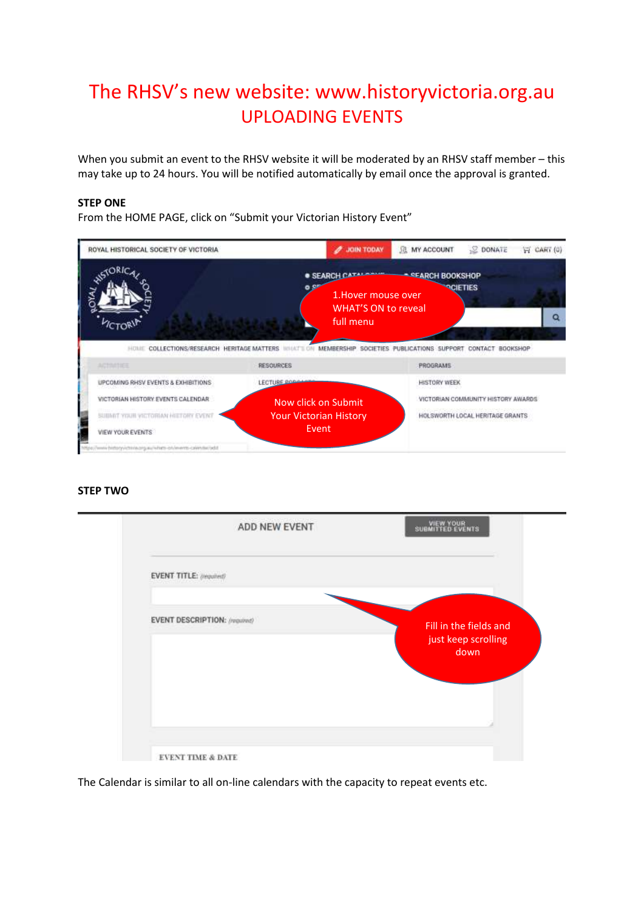# The RHSV's new website: www.historyvictoria.org.au

## UPLOADING EVENTS

When you submit an event to the RHSV website it will be moderated by an RHSV staff member – this may take up to 24 hours. You will be notified automatically by email once the approval is granted.

**STEP ONE**

From the HOME PAGE, click on "Submit your Victorian History Event"

**STEP TWO**

The Calendar is similar to all on-line calendars with the capacity to repeat events etc.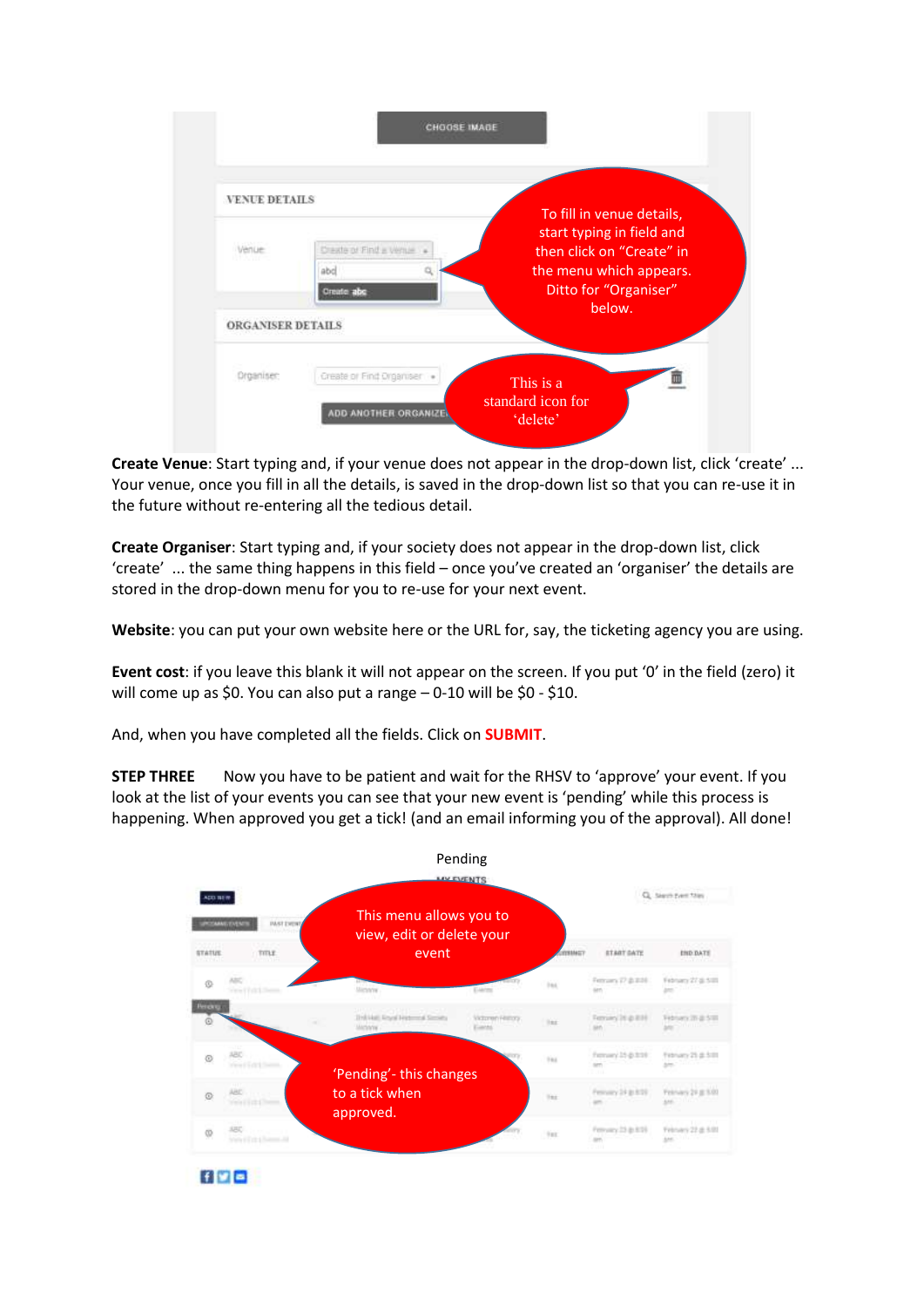**Create Venue**: Start typing and, if your venue does not appear in the drop-down list, click 'create' ... Your venue, once you fill in all the details, is saved in the drop-down list so that you can re-use it in the future without re-entering all the tedious detail.

**Create Organiser**: Start typing and, if your society does not appear in the drop-down list, click 'create' ... the same thing happens in this field – once you've created an 'organiser' the details are stored in the drop-down menu for you to re-use for your next event.

**Website**: you can put your own website here or the URL for, say, the ticketing agency you are using.

**Event cost**: if you leave this blank it will not appear on the screen. If you put '0' in the field (zero) it will come up as $0. You can also put a range – 0-10 will be $0 - $10.

And, when you have completed all the fields. Click on **SUBMIT**.

**STEP THREE** Now you have to be patient and wait for the RHSV to 'approve' your event. If you look at the list of your events you can see that your new event is 'pending' while this process is happening. When approved you get a tick! (and an email informing you of the approval). All done!

Pending